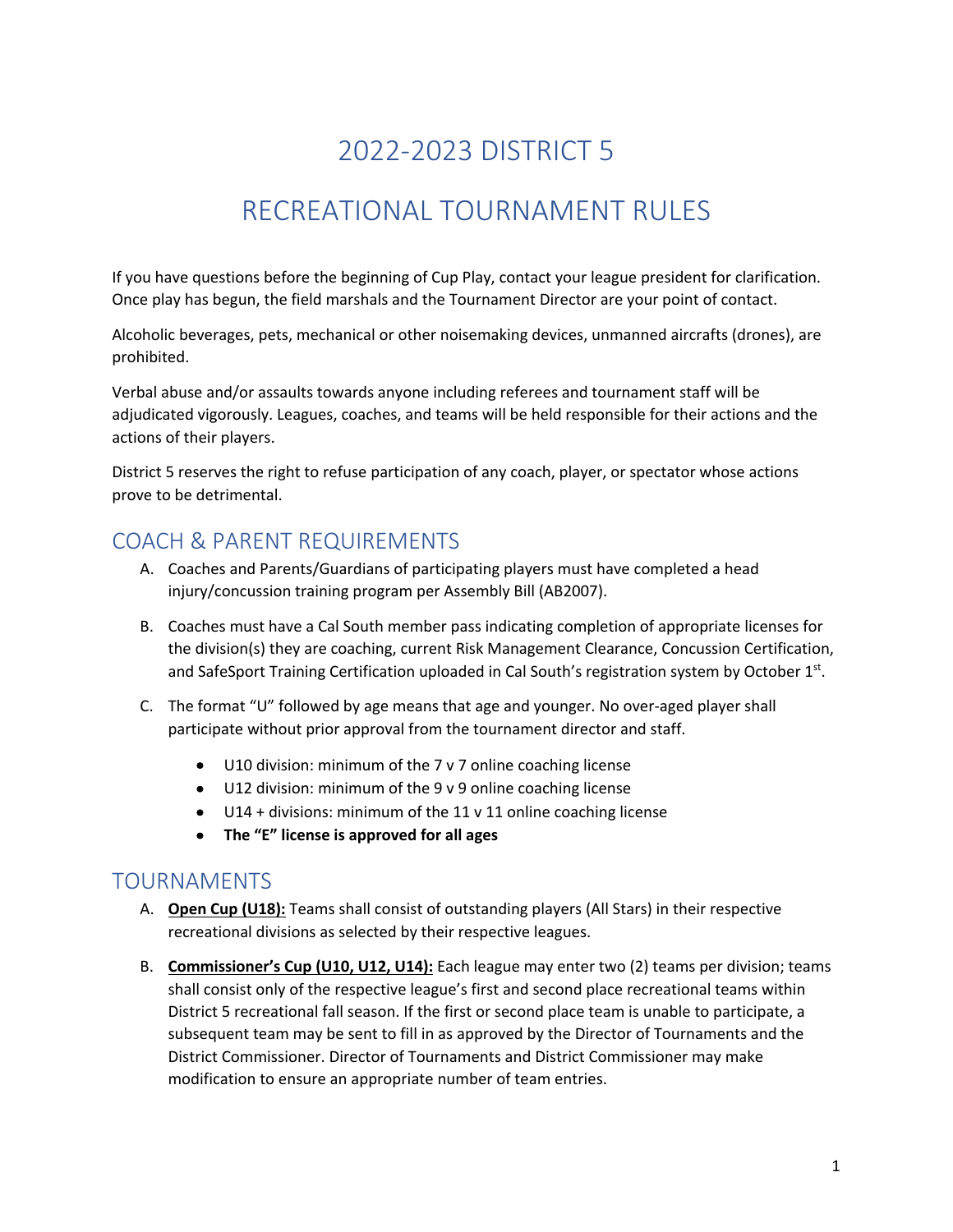# 2022-2023 DISTRICT 5

# RECREATIONAL TOURNAMENT RULES

If you have questions before the beginning of Cup Play, contact your league president for clarification. Once play has begun, the field marshals and the Tournament Director are your point of contact.

Alcoholic beverages, pets, mechanical or other noisemaking devices, unmanned aircrafts (drones), are prohibited.

Verbal abuse and/or assaults towards anyone including referees and tournament staff will be adjudicated vigorously. Leagues, coaches, and teams will be held responsible for their actions and the actions of their players.

District 5 reserves the right to refuse participation of any coach, player, or spectator whose actions prove to be detrimental.

## COACH & PARENT REQUIREMENTS

A. Coaches and Parents/Guardians of participating players must have completed a head injury/concussion training program per Assembly Bill (AB2007).

B. Coaches must have a Cal South member pass indicating completion of appropriate licenses for the division(s) they are coaching, current Risk Management Clearance, Concussion Certification, and SafeSport Training Certification uploaded in Cal South's registration system by October 1st.

C. The format "U" followed by age means that age and younger. No over-aged player shall participate without prior approval from the tournament director and staff.

- U10 division: minimum of the 7 v 7 online coaching license
- U12 division: minimum of the 9 v 9 online coaching license
- U14 + divisions: minimum of the 11 v 11 online coaching license
- **The "E" license is approved for all ages**

## TOURNAMENTS

A. **Open Cup (U18):** Teams shall consist of outstanding players (All Stars) in their respective recreational divisions as selected by their respective leagues.

B. **Commissioner's Cup (U10, U12, U14):** Each league may enter two (2) teams per division; teams shall consist only of the respective league's first and second place recreational teams within District 5 recreational fall season. If the first or second place team is unable to participate, a subsequent team may be sent to fill in as approved by the Director of Tournaments and the District Commissioner. Director of Tournaments and District Commissioner may make modification to ensure an appropriate number of team entries.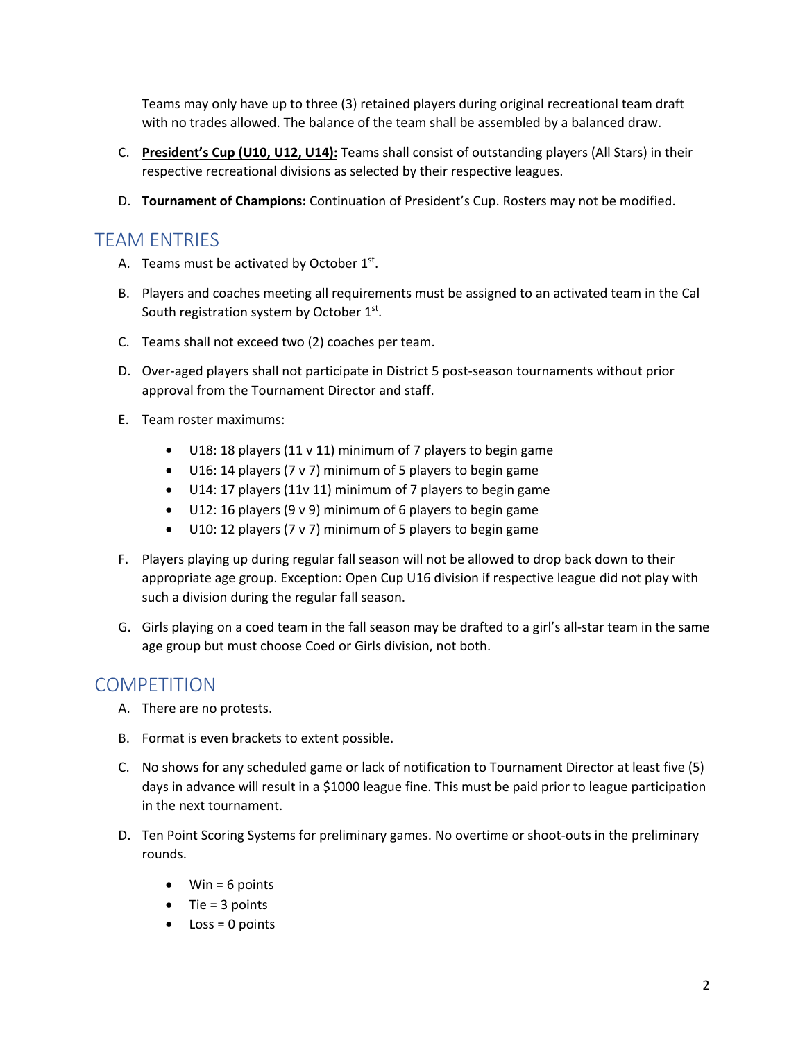Teams may only have up to three (3) retained players during original recreational team draft with no trades allowed. The balance of the team shall be assembled by a balanced draw.

C. **President's Cup (U10, U12, U14):** Teams shall consist of outstanding players (All Stars) in their respective recreational divisions as selected by their respective leagues.

D. **Tournament of Champions:** Continuation of President's Cup. Rosters may not be modified.

## TEAM ENTRIES

A. Teams must be activated by October 1st.

B. Players and coaches meeting all requirements must be assigned to an activated team in the Cal South registration system by October 1st.

C. Teams shall not exceed two (2) coaches per team.

D. Over-aged players shall not participate in District 5 post-season tournaments without prior approval from the Tournament Director and staff.

E. Team roster maximums:

- U18: 18 players (11 v 11) minimum of 7 players to begin game
- U16: 14 players (7 v 7) minimum of 5 players to begin game
- U14: 17 players (11v 11) minimum of 7 players to begin game
- U12: 16 players (9 v 9) minimum of 6 players to begin game
- U10: 12 players (7 v 7) minimum of 5 players to begin game

F. Players playing up during regular fall season will not be allowed to drop back down to their appropriate age group. Exception: Open Cup U16 division if respective league did not play with such a division during the regular fall season.

G. Girls playing on a coed team in the fall season may be drafted to a girl's all-star team in the same age group but must choose Coed or Girls division, not both.

## COMPETITION

A. There are no protests.

B. Format is even brackets to extent possible.

C. No shows for any scheduled game or lack of notification to Tournament Director at least five (5) days in advance will result in a $1000 league fine. This must be paid prior to league participation in the next tournament.

D. Ten Point Scoring Systems for preliminary games. No overtime or shoot-outs in the preliminary rounds.

- Win = 6 points
- Tie = 3 points
- Loss = 0 points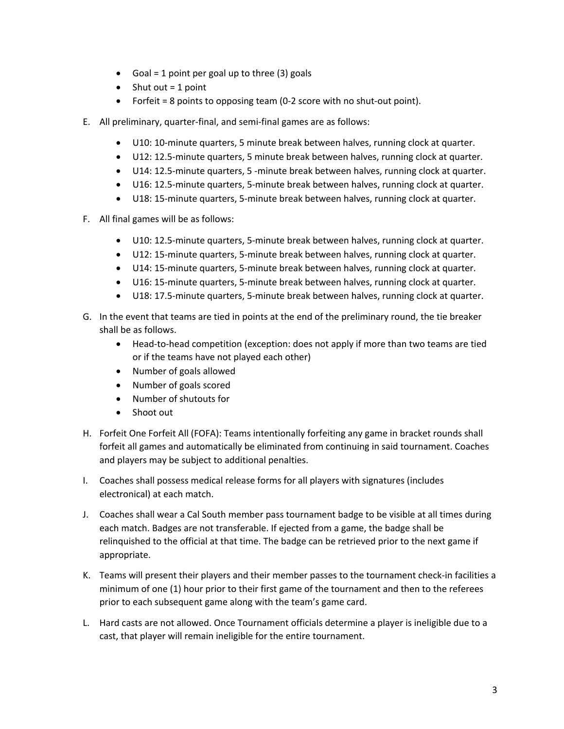- Goal = 1 point per goal up to three (3) goals
- Shut out = 1 point
- Forfeit = 8 points to opposing team (0-2 score with no shut-out point).

E. All preliminary, quarter-final, and semi-final games are as follows:

- U10: 10-minute quarters, 5 minute break between halves, running clock at quarter.
- U12: 12.5-minute quarters, 5 minute break between halves, running clock at quarter.
- U14: 12.5-minute quarters, 5 -minute break between halves, running clock at quarter.
- U16: 12.5-minute quarters, 5-minute break between halves, running clock at quarter.
- U18: 15-minute quarters, 5-minute break between halves, running clock at quarter.

F. All final games will be as follows:

- U10: 12.5-minute quarters, 5-minute break between halves, running clock at quarter.
- U12: 15-minute quarters, 5-minute break between halves, running clock at quarter.
- U14: 15-minute quarters, 5-minute break between halves, running clock at quarter.
- U16: 15-minute quarters, 5-minute break between halves, running clock at quarter.
- U18: 17.5-minute quarters, 5-minute break between halves, running clock at quarter.

G. In the event that teams are tied in points at the end of the preliminary round, the tie breaker shall be as follows.

- Head-to-head competition (exception: does not apply if more than two teams are tied or if the teams have not played each other)
- Number of goals allowed
- Number of goals scored
- Number of shutouts for
- Shoot out

H. Forfeit One Forfeit All (FOFA): Teams intentionally forfeiting any game in bracket rounds shall forfeit all games and automatically be eliminated from continuing in said tournament. Coaches and players may be subject to additional penalties.

I. Coaches shall possess medical release forms for all players with signatures (includes electronical) at each match.

J. Coaches shall wear a Cal South member pass tournament badge to be visible at all times during each match. Badges are not transferable. If ejected from a game, the badge shall be relinquished to the official at that time. The badge can be retrieved prior to the next game if appropriate.

K. Teams will present their players and their member passes to the tournament check-in facilities a minimum of one (1) hour prior to their first game of the tournament and then to the referees prior to each subsequent game along with the team's game card.

L. Hard casts are not allowed. Once Tournament officials determine a player is ineligible due to a cast, that player will remain ineligible for the entire tournament.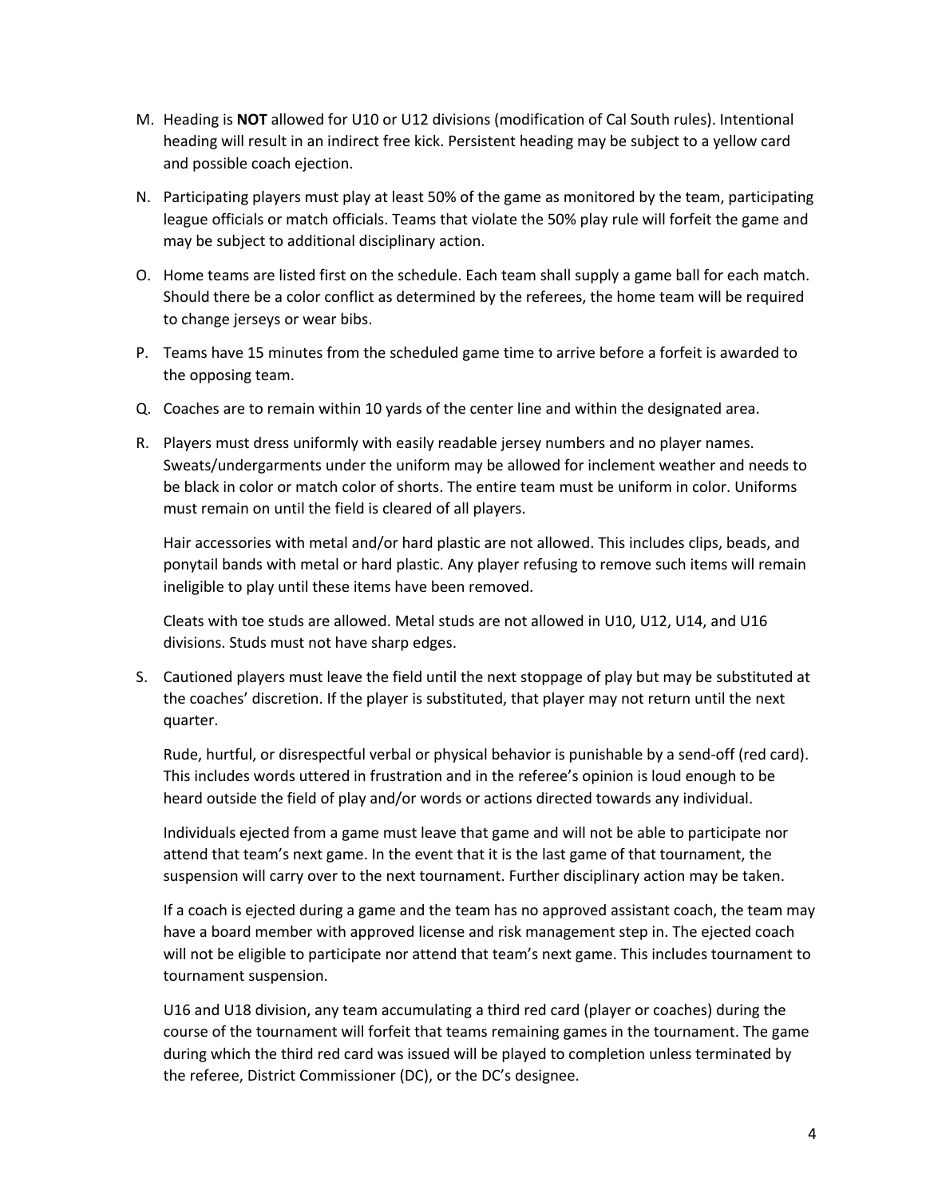M. Heading is **NOT** allowed for U10 or U12 divisions (modification of Cal South rules). Intentional heading will result in an indirect free kick. Persistent heading may be subject to a yellow card and possible coach ejection.

N. Participating players must play at least 50% of the game as monitored by the team, participating league officials or match officials. Teams that violate the 50% play rule will forfeit the game and may be subject to additional disciplinary action.

O. Home teams are listed first on the schedule. Each team shall supply a game ball for each match. Should there be a color conflict as determined by the referees, the home team will be required to change jerseys or wear bibs.

P. Teams have 15 minutes from the scheduled game time to arrive before a forfeit is awarded to the opposing team.

Q. Coaches are to remain within 10 yards of the center line and within the designated area.

R. Players must dress uniformly with easily readable jersey numbers and no player names. Sweats/undergarments under the uniform may be allowed for inclement weather and needs to be black in color or match color of shorts. The entire team must be uniform in color. Uniforms must remain on until the field is cleared of all players.

   Hair accessories with metal and/or hard plastic are not allowed. This includes clips, beads, and ponytail bands with metal or hard plastic. Any player refusing to remove such items will remain ineligible to play until these items have been removed.

   Cleats with toe studs are allowed. Metal studs are not allowed in U10, U12, U14, and U16 divisions. Studs must not have sharp edges.

S. Cautioned players must leave the field until the next stoppage of play but may be substituted at the coaches' discretion. If the player is substituted, that player may not return until the next quarter.

   Rude, hurtful, or disrespectful verbal or physical behavior is punishable by a send-off (red card). This includes words uttered in frustration and in the referee's opinion is loud enough to be heard outside the field of play and/or words or actions directed towards any individual.

   Individuals ejected from a game must leave that game and will not be able to participate nor attend that team's next game. In the event that it is the last game of that tournament, the suspension will carry over to the next tournament. Further disciplinary action may be taken.

   If a coach is ejected during a game and the team has no approved assistant coach, the team may have a board member with approved license and risk management step in. The ejected coach will not be eligible to participate nor attend that team's next game. This includes tournament to tournament suspension.

   U16 and U18 division, any team accumulating a third red card (player or coaches) during the course of the tournament will forfeit that teams remaining games in the tournament. The game during which the third red card was issued will be played to completion unless terminated by the referee, District Commissioner (DC), or the DC's designee.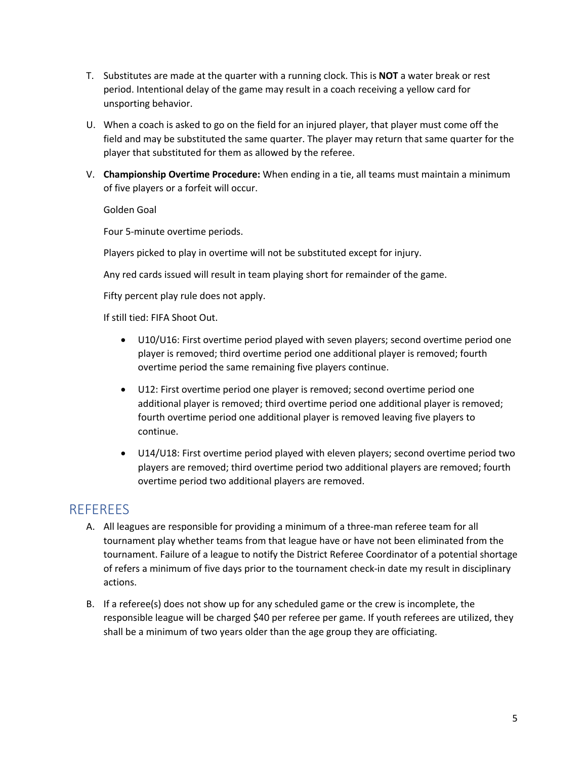T. Substitutes are made at the quarter with a running clock. This is **NOT** a water break or rest period. Intentional delay of the game may result in a coach receiving a yellow card for unsporting behavior.

U. When a coach is asked to go on the field for an injured player, that player must come off the field and may be substituted the same quarter. The player may return that same quarter for the player that substituted for them as allowed by the referee.

V. **Championship Overtime Procedure:** When ending in a tie, all teams must maintain a minimum of five players or a forfeit will occur.

Golden Goal

Four 5-minute overtime periods.

Players picked to play in overtime will not be substituted except for injury.

Any red cards issued will result in team playing short for remainder of the game.

Fifty percent play rule does not apply.

If still tied: FIFA Shoot Out.

- U10/U16: First overtime period played with seven players; second overtime period one player is removed; third overtime period one additional player is removed; fourth overtime period the same remaining five players continue.
- U12: First overtime period one player is removed; second overtime period one additional player is removed; third overtime period one additional player is removed; fourth overtime period one additional player is removed leaving five players to continue.
- U14/U18: First overtime period played with eleven players; second overtime period two players are removed; third overtime period two additional players are removed; fourth overtime period two additional players are removed.

## REFEREES

A. All leagues are responsible for providing a minimum of a three-man referee team for all tournament play whether teams from that league have or have not been eliminated from the tournament. Failure of a league to notify the District Referee Coordinator of a potential shortage of refers a minimum of five days prior to the tournament check-in date my result in disciplinary actions.

B. If a referee(s) does not show up for any scheduled game or the crew is incomplete, the responsible league will be charged $40 per referee per game. If youth referees are utilized, they shall be a minimum of two years older than the age group they are officiating.